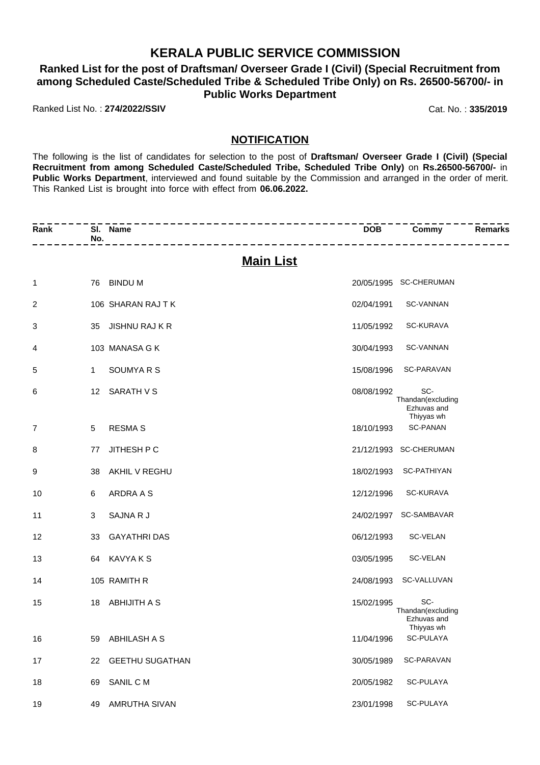# KERALA PUBLIC SERVICE COMMISSION

## Ranked List for the post of Draftsman/ Overseer Grade I (Civil) (Special Recruitment from among Scheduled Caste/Scheduled Tribe & Scheduled Tribe Only) on Rs. 26500-56700/- in Public Works Department

Ranked List No. : **274/2022/SSIV** Cat. No. : **335/2019**

### NOTIFICATION

The following is the list of candidates for selection to the post of **Draftsman/ Overseer Grade I (Civil) (Special Recruitment from among Scheduled Caste/Scheduled Tribe, Scheduled Tribe Only)** on **Rs.26500-56700/-** in **Public Works Department**, interviewed and found suitable by the Commission and arranged in the order of merit. This Ranked List is brought into force with effect from **06.06.2022.**

## Main List

| Rank | Sl. No. | Name | DOB | Commy | Remarks |
|---|---|---|---|---|---|
| 1 | 76 | BINDU M | 20/05/1995 | SC-CHERUMAN | |
| 2 | 106 | SHARAN RAJ T K | 02/04/1991 | SC-VANNAN | |
| 3 | 35 | JISHNU RAJ K R | 11/05/1992 | SC-KURAVA | |
| 4 | 103 | MANASA G K | 30/04/1993 | SC-VANNAN | |
| 5 | 1 | SOUMYA R S | 15/08/1996 | SC-PARAVAN | |
| 6 | 12 | SARATH V S | 08/08/1992 | SC-Thandan(excluding Ezhuvas and Thiyyas wh | |
| 7 | 5 | RESMA S | 18/10/1993 | SC-PANAN | |
| 8 | 77 | JITHESH P C | 21/12/1993 | SC-CHERUMAN | |
| 9 | 38 | AKHIL V REGHU | 18/02/1993 | SC-PATHIYAN | |
| 10 | 6 | ARDRA A S | 12/12/1996 | SC-KURAVA | |
| 11 | 3 | SAJNA R J | 24/02/1997 | SC-SAMBAVAR | |
| 12 | 33 | GAYATHRI DAS | 06/12/1993 | SC-VELAN | |
| 13 | 64 | KAVYA K S | 03/05/1995 | SC-VELAN | |
| 14 | 105 | RAMITH R | 24/08/1993 | SC-VALLUVAN | |
| 15 | 18 | ABHIJITH A S | 15/02/1995 | SC-Thandan(excluding Ezhuvas and Thiyyas wh | |
| 16 | 59 | ABHILASH A S | 11/04/1996 | SC-PULAYA | |
| 17 | 22 | GEETHU SUGATHAN | 30/05/1989 | SC-PARAVAN | |
| 18 | 69 | SANIL C M | 20/05/1982 | SC-PULAYA | |
| 19 | 49 | AMRUTHA SIVAN | 23/01/1998 | SC-PULAYA | |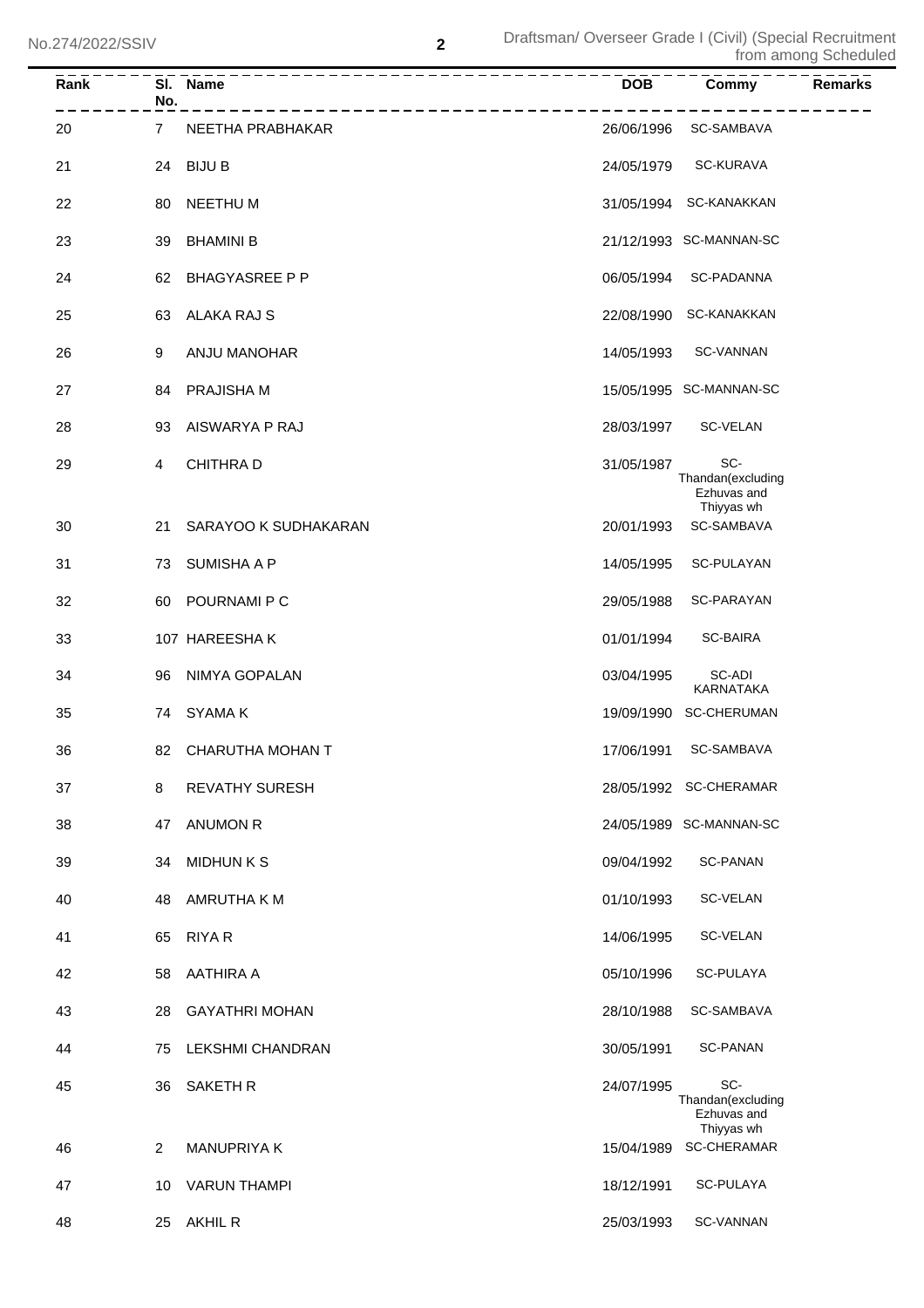| Rank | Sl. No. | Name | DOB | Commy | Remarks |
|---|---|---|---|---|---|
| 20 | 7 | NEETHA PRABHAKAR | 26/06/1996 | SC-SAMBAVA | |
| 21 | 24 | BIJU B | 24/05/1979 | SC-KURAVA | |
| 22 | 80 | NEETHU M | 31/05/1994 | SC-KANAKKAN | |
| 23 | 39 | BHAMINI B | 21/12/1993 | SC-MANNAN-SC | |
| 24 | 62 | BHAGYASREE P P | 06/05/1994 | SC-PADANNA | |
| 25 | 63 | ALAKA RAJ S | 22/08/1990 | SC-KANAKKAN | |
| 26 | 9 | ANJU MANOHAR | 14/05/1993 | SC-VANNAN | |
| 27 | 84 | PRAJISHA M | 15/05/1995 | SC-MANNAN-SC | |
| 28 | 93 | AISWARYA P RAJ | 28/03/1997 | SC-VELAN | |
| 29 | 4 | CHITHRA D | 31/05/1987 | SC-Thandan(excluding Ezhuvas and Thiyyas wh | |
| 30 | 21 | SARAYOO K SUDHAKARAN | 20/01/1993 | SC-SAMBAVA | |
| 31 | 73 | SUMISHA A P | 14/05/1995 | SC-PULAYAN | |
| 32 | 60 | POURNAMI P C | 29/05/1988 | SC-PARAYAN | |
| 33 | 107 | HAREESHA K | 01/01/1994 | SC-BAIRA | |
| 34 | 96 | NIMYA GOPALAN | 03/04/1995 | SC-ADI KARNATAKA | |
| 35 | 74 | SYAMA K | 19/09/1990 | SC-CHERUMAN | |
| 36 | 82 | CHARUTHA MOHAN T | 17/06/1991 | SC-SAMBAVA | |
| 37 | 8 | REVATHY SURESH | 28/05/1992 | SC-CHERAMAR | |
| 38 | 47 | ANUMON R | 24/05/1989 | SC-MANNAN-SC | |
| 39 | 34 | MIDHUN K S | 09/04/1992 | SC-PANAN | |
| 40 | 48 | AMRUTHA K M | 01/10/1993 | SC-VELAN | |
| 41 | 65 | RIYA R | 14/06/1995 | SC-VELAN | |
| 42 | 58 | AATHIRA A | 05/10/1996 | SC-PULAYA | |
| 43 | 28 | GAYATHRI MOHAN | 28/10/1988 | SC-SAMBAVA | |
| 44 | 75 | LEKSHMI CHANDRAN | 30/05/1991 | SC-PANAN | |
| 45 | 36 | SAKETH R | 24/07/1995 | SC-Thandan(excluding Ezhuvas and Thiyyas wh | |
| 46 | 2 | MANUPRIYA K | 15/04/1989 | SC-CHERAMAR | |
| 47 | 10 | VARUN THAMPI | 18/12/1991 | SC-PULAYA | |
| 48 | 25 | AKHIL R | 25/03/1993 | SC-VANNAN | |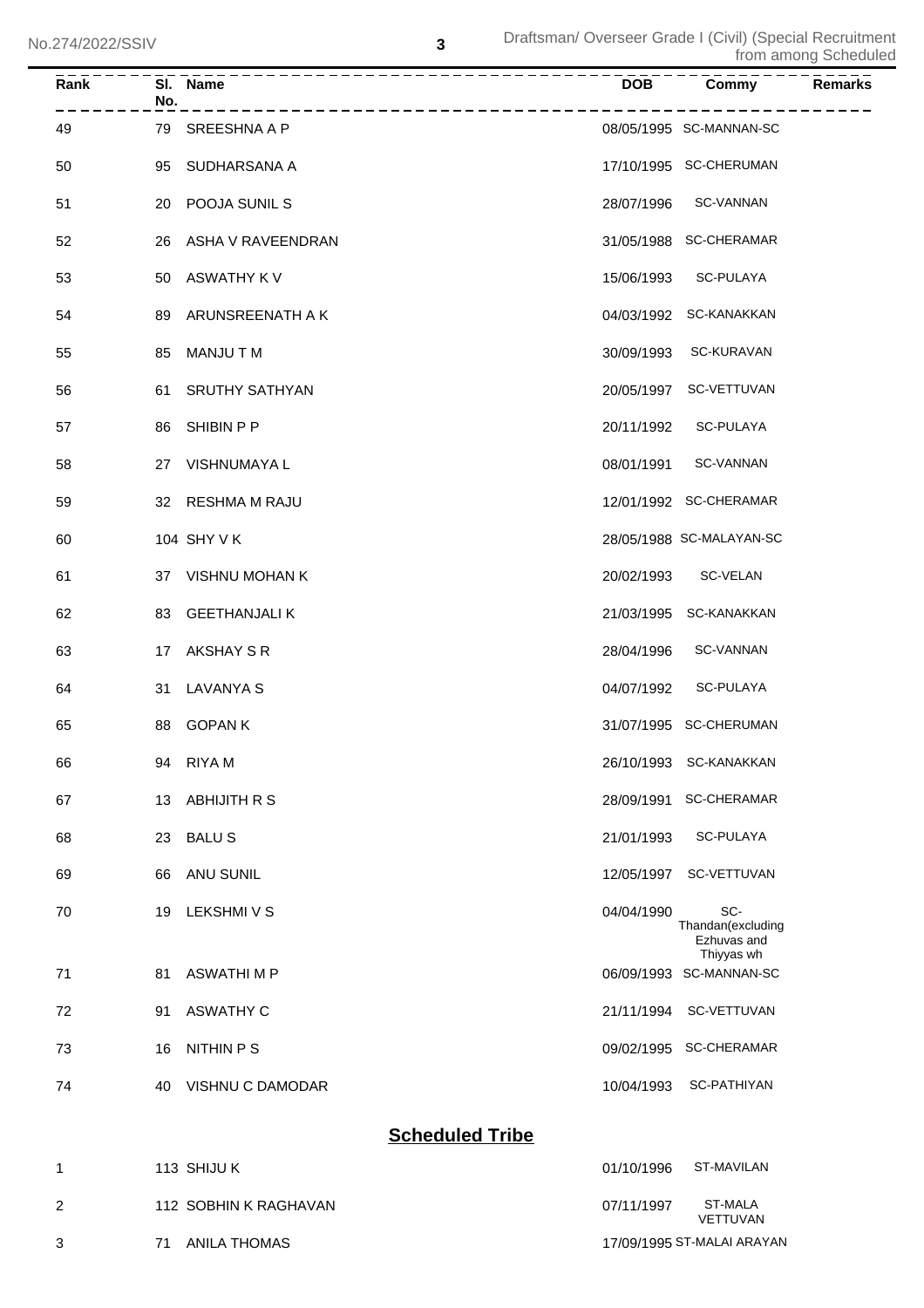| Rank | Sl. No. | Name | DOB | Commy | Remarks |
|---|---|---|---|---|---|
| 49 | 79 | SREESHNA A P | 08/05/1995 | SC-MANNAN-SC | |
| 50 | 95 | SUDHARSANA A | 17/10/1995 | SC-CHERUMAN | |
| 51 | 20 | POOJA SUNIL S | 28/07/1996 | SC-VANNAN | |
| 52 | 26 | ASHA V RAVEENDRAN | 31/05/1988 | SC-CHERAMAR | |
| 53 | 50 | ASWATHY K V | 15/06/1993 | SC-PULAYA | |
| 54 | 89 | ARUNSREENATH A K | 04/03/1992 | SC-KANAKKAN | |
| 55 | 85 | MANJU T M | 30/09/1993 | SC-KURAVAN | |
| 56 | 61 | SRUTHY SATHYAN | 20/05/1997 | SC-VETTUVAN | |
| 57 | 86 | SHIBIN P P | 20/11/1992 | SC-PULAYA | |
| 58 | 27 | VISHNUMAYA L | 08/01/1991 | SC-VANNAN | |
| 59 | 32 | RESHMA M RAJU | 12/01/1992 | SC-CHERAMAR | |
| 60 | 104 | SHY V K | 28/05/1988 | SC-MALAYAN-SC | |
| 61 | 37 | VISHNU MOHAN K | 20/02/1993 | SC-VELAN | |
| 62 | 83 | GEETHANJALI K | 21/03/1995 | SC-KANAKKAN | |
| 63 | 17 | AKSHAY S R | 28/04/1996 | SC-VANNAN | |
| 64 | 31 | LAVANYA S | 04/07/1992 | SC-PULAYA | |
| 65 | 88 | GOPAN K | 31/07/1995 | SC-CHERUMAN | |
| 66 | 94 | RIYA M | 26/10/1993 | SC-KANAKKAN | |
| 67 | 13 | ABHIJITH R S | 28/09/1991 | SC-CHERAMAR | |
| 68 | 23 | BALU S | 21/01/1993 | SC-PULAYA | |
| 69 | 66 | ANU SUNIL | 12/05/1997 | SC-VETTUVAN | |
| 70 | 19 | LEKSHMI V S | 04/04/1990 | SC-Thandan(excluding Ezhuvas and Thiyyas wh | |
| 71 | 81 | ASWATHI M P | 06/09/1993 | SC-MANNAN-SC | |
| 72 | 91 | ASWATHY C | 21/11/1994 | SC-VETTUVAN | |
| 73 | 16 | NITHIN P S | 09/02/1995 | SC-CHERAMAR | |
| 74 | 40 | VISHNU C DAMODAR | 10/04/1993 | SC-PATHIYAN | |

## Scheduled Tribe

| Rank | Sl. No. | Name | DOB | Commy | Remarks |
|---|---|---|---|---|---|
| 1 | 113 | SHIJU K | 01/10/1996 | ST-MAVILAN | |
| 2 | 112 | SOBHIN K RAGHAVAN | 07/11/1997 | ST-MALA VETTUVAN | |
| 3 | 71 | ANILA THOMAS | 17/09/1995 | ST-MALAI ARAYAN | |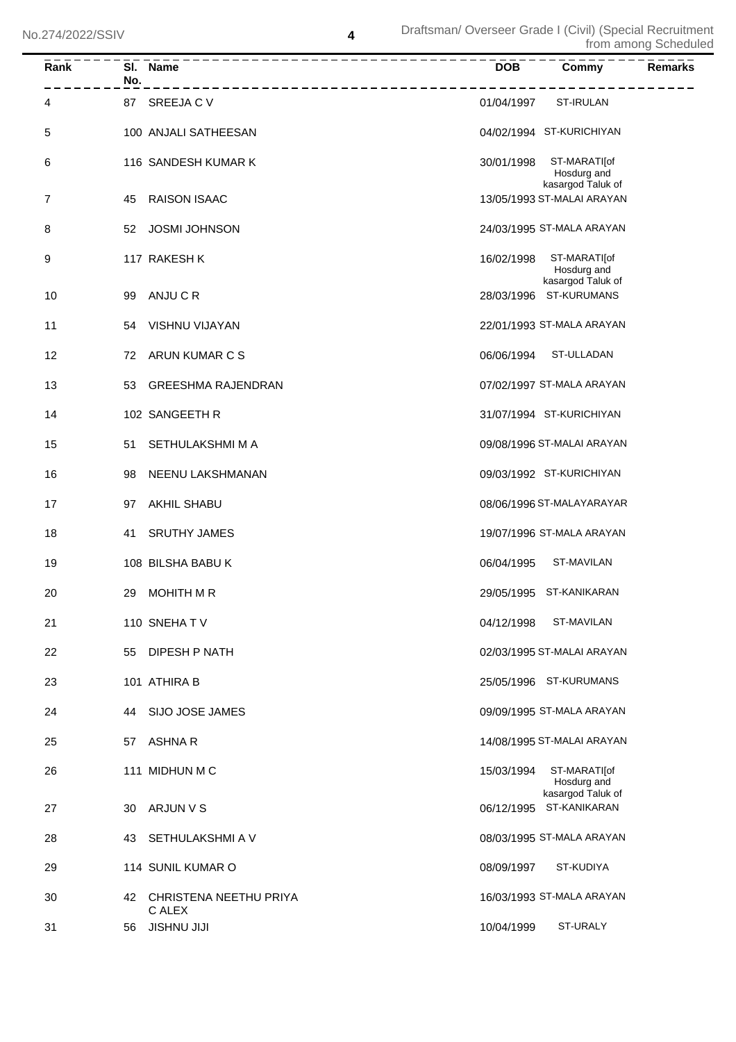| Rank | Sl. No. | Name | DOB | Commy | Remarks |
|---|---|---|---|---|---|
| 4 | 87 | SREEJA C V | 01/04/1997 | ST-IRULAN | |
| 5 | 100 | ANJALI SATHEESAN | 04/02/1994 | ST-KURICHIYAN | |
| 6 | 116 | SANDESH KUMAR K | 30/01/1998 | ST-MARATI[of Hosdurg and kasargod Taluk of | |
| 7 | 45 | RAISON ISAAC | 13/05/1993 | ST-MALAI ARAYAN | |
| 8 | 52 | JOSMI JOHNSON | 24/03/1995 | ST-MALA ARAYAN | |
| 9 | 117 | RAKESH K | 16/02/1998 | ST-MARATI[of Hosdurg and kasargod Taluk of | |
| 10 | 99 | ANJU C R | 28/03/1996 | ST-KURUMANS | |
| 11 | 54 | VISHNU VIJAYAN | 22/01/1993 | ST-MALA ARAYAN | |
| 12 | 72 | ARUN KUMAR C S | 06/06/1994 | ST-ULLADAN | |
| 13 | 53 | GREESHMA RAJENDRAN | 07/02/1997 | ST-MALA ARAYAN | |
| 14 | 102 | SANGEETH R | 31/07/1994 | ST-KURICHIYAN | |
| 15 | 51 | SETHULAKSHMI M A | 09/08/1996 | ST-MALAI ARAYAN | |
| 16 | 98 | NEENU LAKSHMANAN | 09/03/1992 | ST-KURICHIYAN | |
| 17 | 97 | AKHIL SHABU | 08/06/1996 | ST-MALAYARAYAR | |
| 18 | 41 | SRUTHY JAMES | 19/07/1996 | ST-MALA ARAYAN | |
| 19 | 108 | BILSHA BABU K | 06/04/1995 | ST-MAVILAN | |
| 20 | 29 | MOHITH M R | 29/05/1995 | ST-KANIKARAN | |
| 21 | 110 | SNEHA T V | 04/12/1998 | ST-MAVILAN | |
| 22 | 55 | DIPESH P NATH | 02/03/1995 | ST-MALAI ARAYAN | |
| 23 | 101 | ATHIRA B | 25/05/1996 | ST-KURUMANS | |
| 24 | 44 | SIJO JOSE JAMES | 09/09/1995 | ST-MALA ARAYAN | |
| 25 | 57 | ASHNA R | 14/08/1995 | ST-MALAI ARAYAN | |
| 26 | 111 | MIDHUN M C | 15/03/1994 | ST-MARATI[of Hosdurg and kasargod Taluk of | |
| 27 | 30 | ARJUN V S | 06/12/1995 | ST-KANIKARAN | |
| 28 | 43 | SETHULAKSHMI A V | 08/03/1995 | ST-MALA ARAYAN | |
| 29 | 114 | SUNIL KUMAR O | 08/09/1997 | ST-KUDIYA | |
| 30 | 42 | CHRISTENA NEETHU PRIYA C ALEX | 16/03/1993 | ST-MALA ARAYAN | |
| 31 | 56 | JISHNU JIJI | 10/04/1999 | ST-URALY | |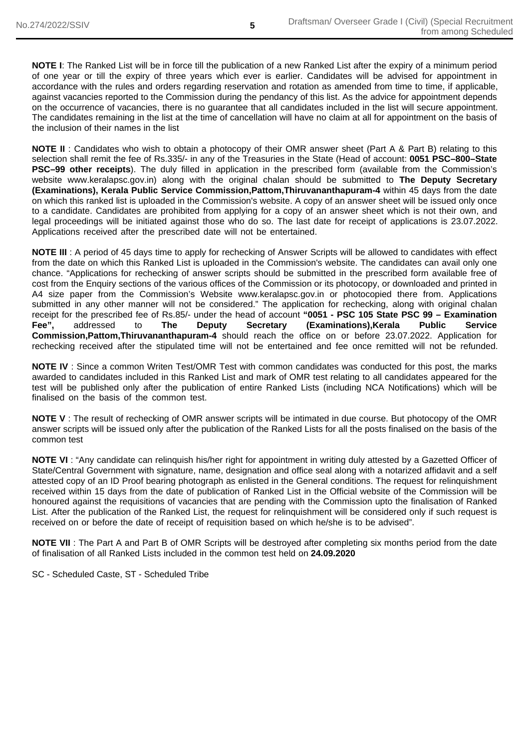**NOTE I**: The Ranked List will be in force till the publication of a new Ranked List after the expiry of a minimum period of one year or till the expiry of three years which ever is earlier. Candidates will be advised for appointment in accordance with the rules and orders regarding reservation and rotation as amended from time to time, if applicable, against vacancies reported to the Commission during the pendancy of this list. As the advice for appointment depends on the occurrence of vacancies, there is no guarantee that all candidates included in the list will secure appointment. The candidates remaining in the list at the time of cancellation will have no claim at all for appointment on the basis of the inclusion of their names in the list

**NOTE II** : Candidates who wish to obtain a photocopy of their OMR answer sheet (Part A & Part B) relating to this selection shall remit the fee of Rs.335/- in any of the Treasuries in the State (Head of account: **0051 PSC–800–State PSC–99 other receipts**). The duly filled in application in the prescribed form (available from the Commission's website www.keralapsc.gov.in) along with the original chalan should be submitted to **The Deputy Secretary (Examinations), Kerala Public Service Commission,Pattom,Thiruvananthapuram-4** within 45 days from the date on which this ranked list is uploaded in the Commission's website. A copy of an answer sheet will be issued only once to a candidate. Candidates are prohibited from applying for a copy of an answer sheet which is not their own, and legal proceedings will be initiated against those who do so. The last date for receipt of applications is 23.07.2022. Applications received after the prescribed date will not be entertained.

**NOTE III** : A period of 45 days time to apply for rechecking of Answer Scripts will be allowed to candidates with effect from the date on which this Ranked List is uploaded in the Commission's website. The candidates can avail only one chance. "Applications for rechecking of answer scripts should be submitted in the prescribed form available free of cost from the Enquiry sections of the various offices of the Commission or its photocopy, or downloaded and printed in A4 size paper from the Commission's Website www.keralapsc.gov.in or photocopied there from. Applications submitted in any other manner will not be considered." The application for rechecking, along with original chalan receipt for the prescribed fee of Rs.85/- under the head of account **"0051 - PSC 105 State PSC 99 – Examination Fee",** addressed to **The Deputy Secretary (Examinations),Kerala Public Service Commission,Pattom,Thiruvananthapuram-4** should reach the office on or before 23.07.2022. Application for rechecking received after the stipulated time will not be entertained and fee once remitted will not be refunded.

**NOTE IV** : Since a common Writen Test/OMR Test with common candidates was conducted for this post, the marks awarded to candidates included in this Ranked List and mark of OMR test relating to all candidates appeared for the test will be published only after the publication of entire Ranked Lists (including NCA Notifications) which will be finalised on the basis of the common test.

**NOTE V** : The result of rechecking of OMR answer scripts will be intimated in due course. But photocopy of the OMR answer scripts will be issued only after the publication of the Ranked Lists for all the posts finalised on the basis of the common test

**NOTE VI** : "Any candidate can relinquish his/her right for appointment in writing duly attested by a Gazetted Officer of State/Central Government with signature, name, designation and office seal along with a notarized affidavit and a self attested copy of an ID Proof bearing photograph as enlisted in the General conditions. The request for relinquishment received within 15 days from the date of publication of Ranked List in the Official website of the Commission will be honoured against the requisitions of vacancies that are pending with the Commission upto the finalisation of Ranked List. After the publication of the Ranked List, the request for relinquishment will be considered only if such request is received on or before the date of receipt of requisition based on which he/she is to be advised".

**NOTE VII** : The Part A and Part B of OMR Scripts will be destroyed after completing six months period from the date of finalisation of all Ranked Lists included in the common test held on **24.09.2020**

SC - Scheduled Caste, ST - Scheduled Tribe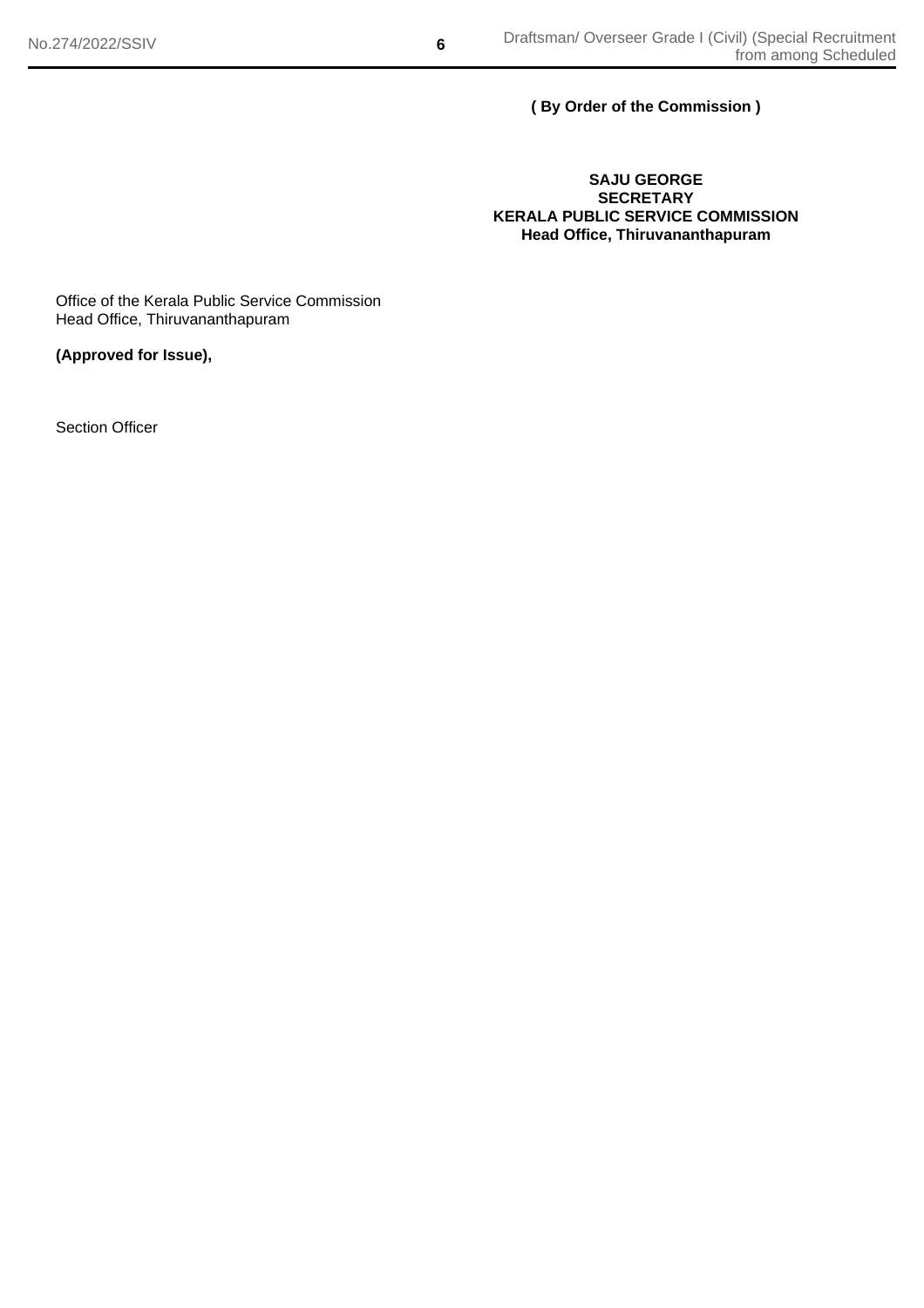**( By Order of the Commission )**

**SAJU GEORGE**
**SECRETARY**
**KERALA PUBLIC SERVICE COMMISSION**
**Head Office, Thiruvananthapuram**

Office of the Kerala Public Service Commission
Head Office, Thiruvananthapuram

**(Approved for Issue),**

Section Officer